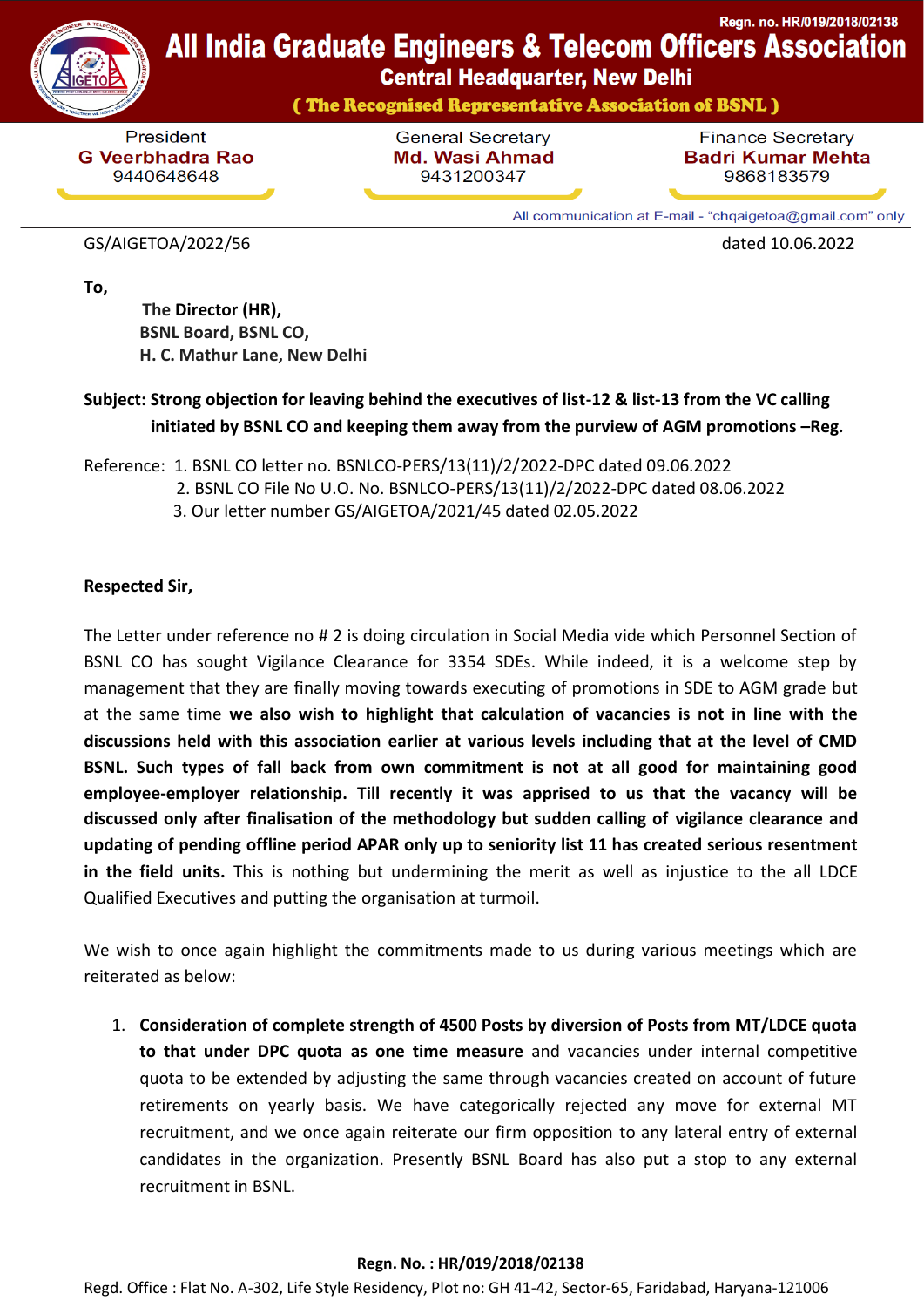Regn. no. HR/019/2018/02138

# All India Graduate Engineers & Telecom Officers Association

## Central Headquarter, New Delhi

**( The Recognised Representative Association of BSNL )**

| President | General Secretary | Finance Secretary |
|---|---|---|
| G Veerbhadra Rao | Md. Wasi Ahmad | Badri Kumar Mehta |
| 9440648648 | 9431200347 | 9868183579 |

All communication at E-mail - "chqaigetoa@gmail.com" only

GS/AIGETOA/2022/56 dated 10.06.2022

**To,**

**The Director (HR),**
**BSNL Board, BSNL CO,**
**H. C. Mathur Lane, New Delhi**

**Subject: Strong objection for leaving behind the executives of list-12 & list-13 from the VC calling initiated by BSNL CO and keeping them away from the purview of AGM promotions –Reg.**

Reference: 1. BSNL CO letter no. BSNLCO-PERS/13(11)/2/2022-DPC dated 09.06.2022
2. BSNL CO File No U.O. No. BSNLCO-PERS/13(11)/2/2022-DPC dated 08.06.2022
3. Our letter number GS/AIGETOA/2021/45 dated 02.05.2022

**Respected Sir,**

The Letter under reference no # 2 is doing circulation in Social Media vide which Personnel Section of BSNL CO has sought Vigilance Clearance for 3354 SDEs. While indeed, it is a welcome step by management that they are finally moving towards executing of promotions in SDE to AGM grade but at the same time **we also wish to highlight that calculation of vacancies is not in line with the discussions held with this association earlier at various levels including that at the level of CMD BSNL. Such types of fall back from own commitment is not at all good for maintaining good employee-employer relationship. Till recently it was apprised to us that the vacancy will be discussed only after finalisation of the methodology but sudden calling of vigilance clearance and updating of pending offline period APAR only up to seniority list 11 has created serious resentment in the field units.** This is nothing but undermining the merit as well as injustice to the all LDCE Qualified Executives and putting the organisation at turmoil.

We wish to once again highlight the commitments made to us during various meetings which are reiterated as below:

1. **Consideration of complete strength of 4500 Posts by diversion of Posts from MT/LDCE quota to that under DPC quota as one time measure** and vacancies under internal competitive quota to be extended by adjusting the same through vacancies created on account of future retirements on yearly basis. We have categorically rejected any move for external MT recruitment, and we once again reiterate our firm opposition to any lateral entry of external candidates in the organization. Presently BSNL Board has also put a stop to any external recruitment in BSNL.

**Regn. No. : HR/019/2018/02138**
Regd. Office : Flat No. A-302, Life Style Residency, Plot no: GH 41-42, Sector-65, Faridabad, Haryana-121006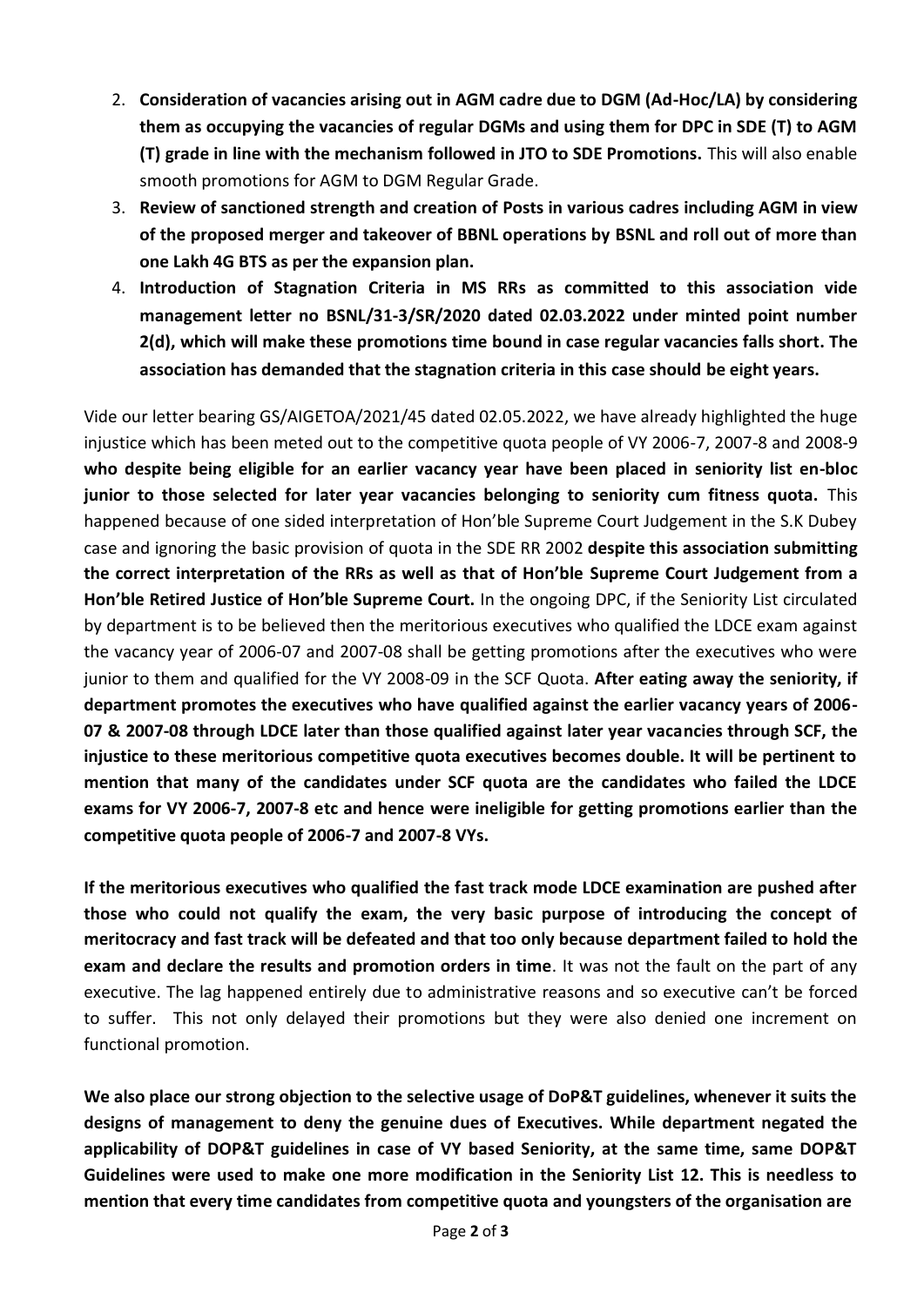2. **Consideration of vacancies arising out in AGM cadre due to DGM (Ad-Hoc/LA) by considering them as occupying the vacancies of regular DGMs and using them for DPC in SDE (T) to AGM (T) grade in line with the mechanism followed in JTO to SDE Promotions.** This will also enable smooth promotions for AGM to DGM Regular Grade.
3. **Review of sanctioned strength and creation of Posts in various cadres including AGM in view of the proposed merger and takeover of BBNL operations by BSNL and roll out of more than one Lakh 4G BTS as per the expansion plan.**
4. **Introduction of Stagnation Criteria in MS RRs as committed to this association vide management letter no BSNL/31-3/SR/2020 dated 02.03.2022 under minted point number 2(d), which will make these promotions time bound in case regular vacancies falls short. The association has demanded that the stagnation criteria in this case should be eight years.**

Vide our letter bearing GS/AIGETOA/2021/45 dated 02.05.2022, we have already highlighted the huge injustice which has been meted out to the competitive quota people of VY 2006-7, 2007-8 and 2008-9 **who despite being eligible for an earlier vacancy year have been placed in seniority list en-bloc junior to those selected for later year vacancies belonging to seniority cum fitness quota.** This happened because of one sided interpretation of Hon'ble Supreme Court Judgement in the S.K Dubey case and ignoring the basic provision of quota in the SDE RR 2002 **despite this association submitting the correct interpretation of the RRs as well as that of Hon'ble Supreme Court Judgement from a Hon'ble Retired Justice of Hon'ble Supreme Court.** In the ongoing DPC, if the Seniority List circulated by department is to be believed then the meritorious executives who qualified the LDCE exam against the vacancy year of 2006-07 and 2007-08 shall be getting promotions after the executives who were junior to them and qualified for the VY 2008-09 in the SCF Quota. **After eating away the seniority, if department promotes the executives who have qualified against the earlier vacancy years of 2006-07 & 2007-08 through LDCE later than those qualified against later year vacancies through SCF, the injustice to these meritorious competitive quota executives becomes double. It will be pertinent to mention that many of the candidates under SCF quota are the candidates who failed the LDCE exams for VY 2006-7, 2007-8 etc and hence were ineligible for getting promotions earlier than the competitive quota people of 2006-7 and 2007-8 VYs.**

**If the meritorious executives who qualified the fast track mode LDCE examination are pushed after those who could not qualify the exam, the very basic purpose of introducing the concept of meritocracy and fast track will be defeated and that too only because department failed to hold the exam and declare the results and promotion orders in time**. It was not the fault on the part of any executive. The lag happened entirely due to administrative reasons and so executive can't be forced to suffer. This not only delayed their promotions but they were also denied one increment on functional promotion.

**We also place our strong objection to the selective usage of DoP&T guidelines, whenever it suits the designs of management to deny the genuine dues of Executives. While department negated the applicability of DOP&T guidelines in case of VY based Seniority, at the same time, same DOP&T Guidelines were used to make one more modification in the Seniority List 12. This is needless to mention that every time candidates from competitive quota and youngsters of the organisation are**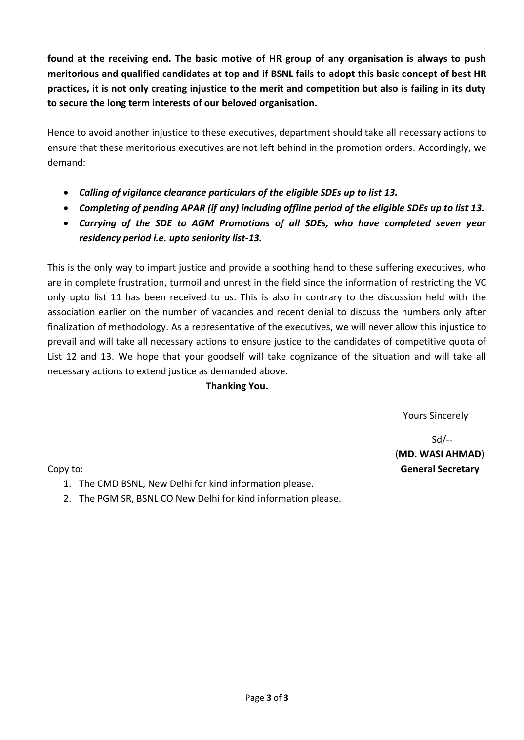**found at the receiving end. The basic motive of HR group of any organisation is always to push meritorious and qualified candidates at top and if BSNL fails to adopt this basic concept of best HR practices, it is not only creating injustice to the merit and competition but also is failing in its duty to secure the long term interests of our beloved organisation.**

Hence to avoid another injustice to these executives, department should take all necessary actions to ensure that these meritorious executives are not left behind in the promotion orders. Accordingly, we demand:

- ***Calling of vigilance clearance particulars of the eligible SDEs up to list 13.***
- ***Completing of pending APAR (if any) including offline period of the eligible SDEs up to list 13.***
- ***Carrying of the SDE to AGM Promotions of all SDEs, who have completed seven year residency period i.e. upto seniority list-13.***

This is the only way to impart justice and provide a soothing hand to these suffering executives, who are in complete frustration, turmoil and unrest in the field since the information of restricting the VC only upto list 11 has been received to us. This is also in contrary to the discussion held with the association earlier on the number of vacancies and recent denial to discuss the numbers only after finalization of methodology. As a representative of the executives, we will never allow this injustice to prevail and will take all necessary actions to ensure justice to the candidates of competitive quota of List 12 and 13. We hope that your goodself will take cognizance of the situation and will take all necessary actions to extend justice as demanded above.

**Thanking You.**

Yours Sincerely

Sd/--

(**MD. WASI AHMAD**)

**General Secretary**

Copy to:

1. The CMD BSNL, New Delhi for kind information please.
2. The PGM SR, BSNL CO New Delhi for kind information please.